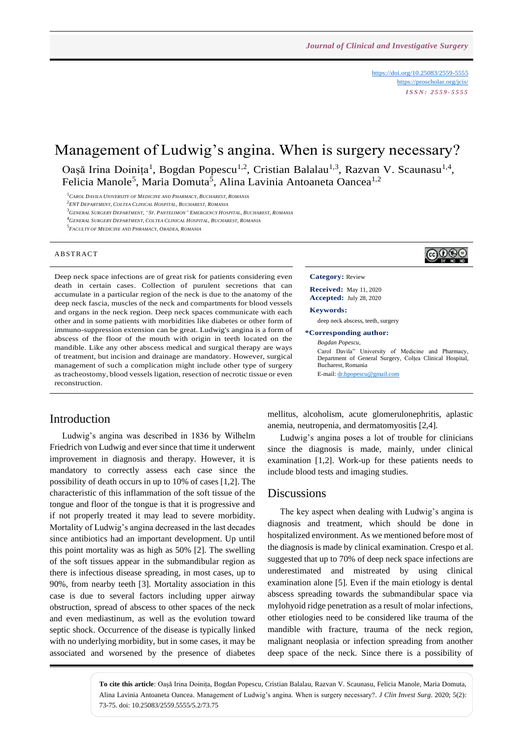# Management of Ludwig's angina. When is surgery necessary?

Oașă Irina Doinița[1], Bogdan Popescu[1,2], Cristian Balalau[1,3], Razvan V. Scaunasu[1,4], Felicia Manole[5], Maria Domuta[5], Alina Lavinia Antoaneta Oancea[1,2]

[1]Carol Davila University of Medicine and Pharmacy, Bucharest, Romania
[2]ENT Department, Coltea Clinical Hospital, Bucharest, Romania
[3]General Surgery Department, "Sf. Pantelimon" Emergency Hospital, Bucharest, Romania
[4]General Surgery Department, Coltea Clinical Hospital, Bucharest, Romania
[5]Faculty of Medicine and Phramacy, Oradea, Romania

## Abstract

Deep neck space infections are of great risk for patients considering even death in certain cases. Collection of purulent secretions that can accumulate in a particular region of the neck is due to the anatomy of the deep neck fascia, muscles of the neck and compartments for blood vessels and organs in the neck region. Deep neck spaces communicate with each other and in some patients with morbidities like diabetes or other form of immuno-suppression extension can be great. Ludwig's angina is a form of abscess of the floor of the mouth with origin in teeth located on the mandible. Like any other abscess medical and surgical therapy are ways of treatment, but incision and drainage are mandatory. However, surgical management of such a complication might include other type of surgery as tracheostomy, blood vessels ligation, resection of necrotic tissue or even reconstruction.

**Category:** Review

**Received:** May 11, 2020
**Accepted:** July 28, 2020

**Keywords:**
deep neck abscess, teeth, surgery

**\*Corresponding author:**
*Bogdan Popescu,*
Carol Davila" University of Medicine and Pharmacy, Department of General Surgery, Colțea Clinical Hospital, Bucharest, Romania
E-mail: dr.bpopescu@gmail.com

## Introduction

Ludwig's angina was described in 1836 by Wilhelm Friedrich von Ludwig and ever since that time it underwent improvement in diagnosis and therapy. However, it is mandatory to correctly assess each case since the possibility of death occurs in up to 10% of cases [1,2]. The characteristic of this inflammation of the soft tissue of the tongue and floor of the tongue is that it is progressive and if not properly treated it may lead to severe morbidity. Mortality of Ludwig's angina decreased in the last decades since antibiotics had an important development. Up until this point mortality was as high as 50% [2]. The swelling of the soft tissues appear in the submandibular region as there is infectious disease spreading, in most cases, up to 90%, from nearby teeth [3]. Mortality association in this case is due to several factors including upper airway obstruction, spread of abscess to other spaces of the neck and even mediastinum, as well as the evolution toward septic shock. Occurrence of the disease is typically linked with no underlying morbidity, but in some cases, it may be associated and worsened by the presence of diabetes mellitus, alcoholism, acute glomerulonephritis, aplastic anemia, neutropenia, and dermatomyositis [2,4].

Ludwig's angina poses a lot of trouble for clinicians since the diagnosis is made, mainly, under clinical examination [1,2]. Work-up for these patients needs to include blood tests and imaging studies.

## Discussions

The key aspect when dealing with Ludwig's angina is diagnosis and treatment, which should be done in hospitalized environment. As we mentioned before most of the diagnosis is made by clinical examination. Crespo et al. suggested that up to 70% of deep neck space infections are underestimated and mistreated by using clinical examination alone [5]. Even if the main etiology is dental abscess spreading towards the submandibular space via mylohyoid ridge penetration as a result of molar infections, other etiologies need to be considered like trauma of the mandible with fracture, trauma of the neck region, malignant neoplasia or infection spreading from another deep space of the neck. Since there is a possibility of

**To cite this article**: Oașă Irina Doinița, Bogdan Popescu, Cristian Balalau, Razvan V. Scaunasu, Felicia Manole, Maria Domuta, Alina Lavinia Antoaneta Oancea. Management of Ludwig's angina. When is surgery necessary?. *J Clin Invest Surg*. 2020; 5(2): 73-75. doi: 10.25083/2559.5555/5.2/73.75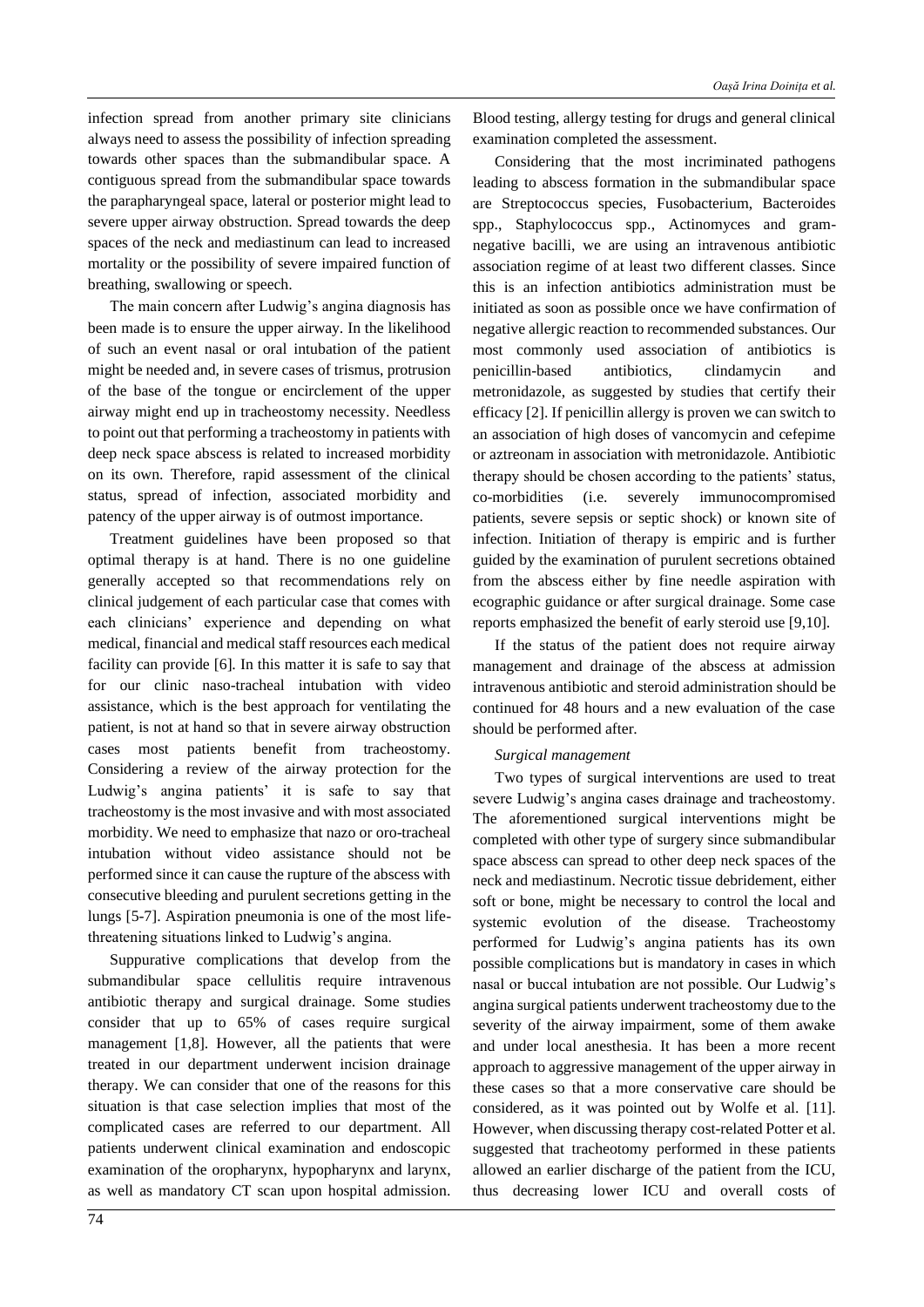infection spread from another primary site clinicians always need to assess the possibility of infection spreading towards other spaces than the submandibular space. A contiguous spread from the submandibular space towards the parapharyngeal space, lateral or posterior might lead to severe upper airway obstruction. Spread towards the deep spaces of the neck and mediastinum can lead to increased mortality or the possibility of severe impaired function of breathing, swallowing or speech.

The main concern after Ludwig's angina diagnosis has been made is to ensure the upper airway. In the likelihood of such an event nasal or oral intubation of the patient might be needed and, in severe cases of trismus, protrusion of the base of the tongue or encirclement of the upper airway might end up in tracheostomy necessity. Needless to point out that performing a tracheostomy in patients with deep neck space abscess is related to increased morbidity on its own. Therefore, rapid assessment of the clinical status, spread of infection, associated morbidity and patency of the upper airway is of outmost importance.

Treatment guidelines have been proposed so that optimal therapy is at hand. There is no one guideline generally accepted so that recommendations rely on clinical judgement of each particular case that comes with each clinicians' experience and depending on what medical, financial and medical staff resources each medical facility can provide [6]. In this matter it is safe to say that for our clinic naso-tracheal intubation with video assistance, which is the best approach for ventilating the patient, is not at hand so that in severe airway obstruction cases most patients benefit from tracheostomy. Considering a review of the airway protection for the Ludwig's angina patients' it is safe to say that tracheostomy is the most invasive and with most associated morbidity. We need to emphasize that nazo or oro-tracheal intubation without video assistance should not be performed since it can cause the rupture of the abscess with consecutive bleeding and purulent secretions getting in the lungs [5-7]. Aspiration pneumonia is one of the most life-threatening situations linked to Ludwig's angina.

Suppurative complications that develop from the submandibular space cellulitis require intravenous antibiotic therapy and surgical drainage. Some studies consider that up to 65% of cases require surgical management [1,8]. However, all the patients that were treated in our department underwent incision drainage therapy. We can consider that one of the reasons for this situation is that case selection implies that most of the complicated cases are referred to our department. All patients underwent clinical examination and endoscopic examination of the oropharynx, hypopharynx and larynx, as well as mandatory CT scan upon hospital admission. Blood testing, allergy testing for drugs and general clinical examination completed the assessment.

Considering that the most incriminated pathogens leading to abscess formation in the submandibular space are Streptococcus species, Fusobacterium, Bacteroides spp., Staphylococcus spp., Actinomyces and gram-negative bacilli, we are using an intravenous antibiotic association regime of at least two different classes. Since this is an infection antibiotics administration must be initiated as soon as possible once we have confirmation of negative allergic reaction to recommended substances. Our most commonly used association of antibiotics is penicillin-based antibiotics, clindamycin and metronidazole, as suggested by studies that certify their efficacy [2]. If penicillin allergy is proven we can switch to an association of high doses of vancomycin and cefepime or aztreonam in association with metronidazole. Antibiotic therapy should be chosen according to the patients' status, co-morbidities (i.e. severely immunocompromised patients, severe sepsis or septic shock) or known site of infection. Initiation of therapy is empiric and is further guided by the examination of purulent secretions obtained from the abscess either by fine needle aspiration with ecographic guidance or after surgical drainage. Some case reports emphasized the benefit of early steroid use [9,10].

If the status of the patient does not require airway management and drainage of the abscess at admission intravenous antibiotic and steroid administration should be continued for 48 hours and a new evaluation of the case should be performed after.

*Surgical management*

Two types of surgical interventions are used to treat severe Ludwig's angina cases drainage and tracheostomy. The aforementioned surgical interventions might be completed with other type of surgery since submandibular space abscess can spread to other deep neck spaces of the neck and mediastinum. Necrotic tissue debridement, either soft or bone, might be necessary to control the local and systemic evolution of the disease. Tracheostomy performed for Ludwig's angina patients has its own possible complications but is mandatory in cases in which nasal or buccal intubation are not possible. Our Ludwig's angina surgical patients underwent tracheostomy due to the severity of the airway impairment, some of them awake and under local anesthesia. It has been a more recent approach to aggressive management of the upper airway in these cases so that a more conservative care should be considered, as it was pointed out by Wolfe et al. [11]. However, when discussing therapy cost-related Potter et al. suggested that tracheotomy performed in these patients allowed an earlier discharge of the patient from the ICU, thus decreasing lower ICU and overall costs of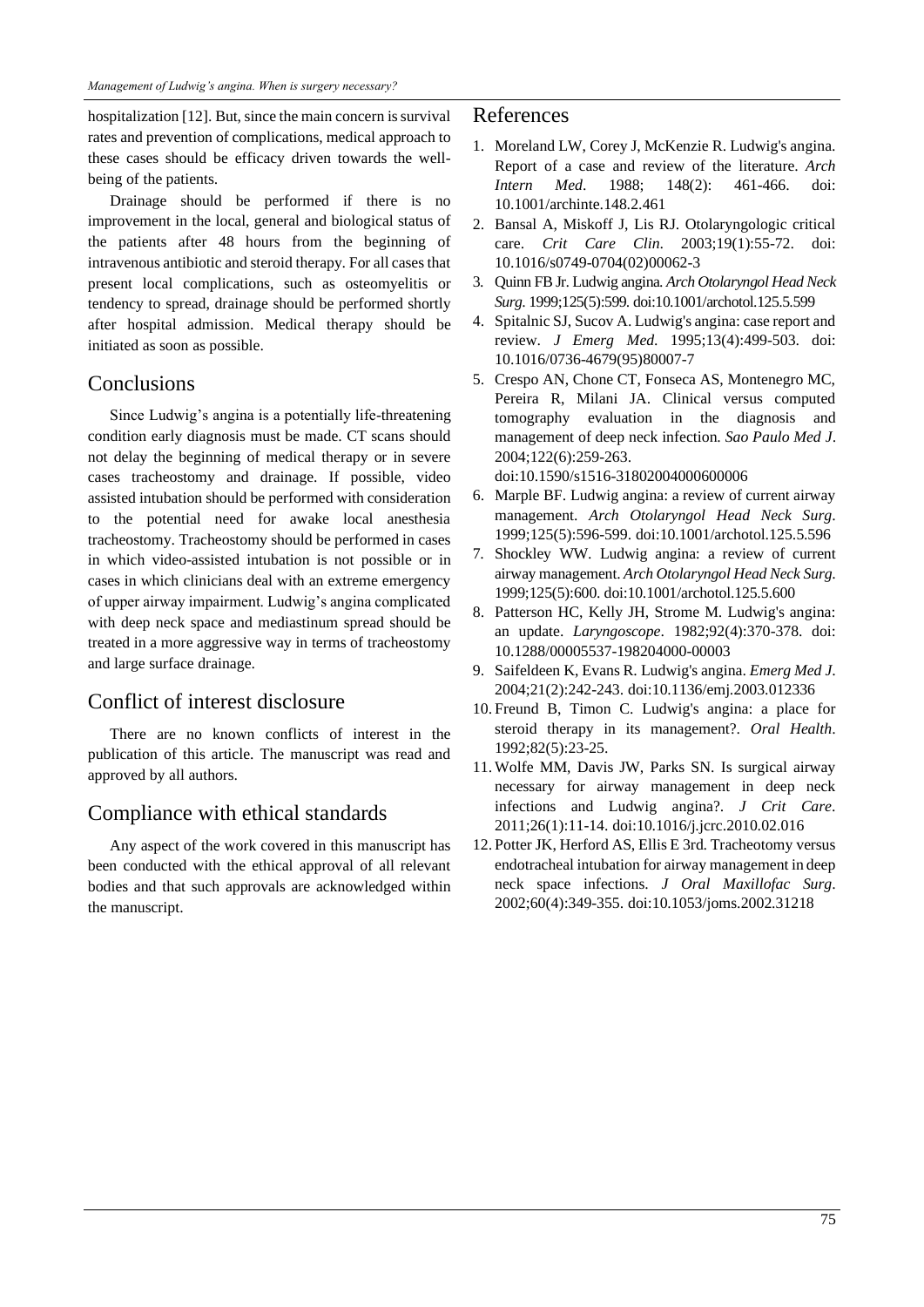hospitalization [12]. But, since the main concern is survival rates and prevention of complications, medical approach to these cases should be efficacy driven towards the well-being of the patients.

Drainage should be performed if there is no improvement in the local, general and biological status of the patients after 48 hours from the beginning of intravenous antibiotic and steroid therapy. For all cases that present local complications, such as osteomyelitis or tendency to spread, drainage should be performed shortly after hospital admission. Medical therapy should be initiated as soon as possible.

## Conclusions

Since Ludwig's angina is a potentially life-threatening condition early diagnosis must be made. CT scans should not delay the beginning of medical therapy or in severe cases tracheostomy and drainage. If possible, video assisted intubation should be performed with consideration to the potential need for awake local anesthesia tracheostomy. Tracheostomy should be performed in cases in which video-assisted intubation is not possible or in cases in which clinicians deal with an extreme emergency of upper airway impairment. Ludwig's angina complicated with deep neck space and mediastinum spread should be treated in a more aggressive way in terms of tracheostomy and large surface drainage.

## Conflict of interest disclosure

There are no known conflicts of interest in the publication of this article. The manuscript was read and approved by all authors.

## Compliance with ethical standards

Any aspect of the work covered in this manuscript has been conducted with the ethical approval of all relevant bodies and that such approvals are acknowledged within the manuscript.

## References

1. Moreland LW, Corey J, McKenzie R. Ludwig's angina. Report of a case and review of the literature. *Arch Intern Med*. 1988; 148(2): 461-466. doi: 10.1001/archinte.148.2.461
2. Bansal A, Miskoff J, Lis RJ. Otolaryngologic critical care. *Crit Care Clin*. 2003;19(1):55-72. doi: 10.1016/s0749-0704(02)00062-3
3. Quinn FB Jr. Ludwig angina. *Arch Otolaryngol Head Neck Surg*. 1999;125(5):599. doi:10.1001/archotol.125.5.599
4. Spitalnic SJ, Sucov A. Ludwig's angina: case report and review. *J Emerg Med*. 1995;13(4):499-503. doi: 10.1016/0736-4679(95)80007-7
5. Crespo AN, Chone CT, Fonseca AS, Montenegro MC, Pereira R, Milani JA. Clinical versus computed tomography evaluation in the diagnosis and management of deep neck infection. *Sao Paulo Med J*. 2004;122(6):259-263. doi:10.1590/s1516-31802004000600006
6. Marple BF. Ludwig angina: a review of current airway management. *Arch Otolaryngol Head Neck Surg*. 1999;125(5):596-599. doi:10.1001/archotol.125.5.596
7. Shockley WW. Ludwig angina: a review of current airway management. *Arch Otolaryngol Head Neck Surg*. 1999;125(5):600. doi:10.1001/archotol.125.5.600
8. Patterson HC, Kelly JH, Strome M. Ludwig's angina: an update. *Laryngoscope*. 1982;92(4):370-378. doi: 10.1288/00005537-198204000-00003
9. Saifeldeen K, Evans R. Ludwig's angina. *Emerg Med J*. 2004;21(2):242-243. doi:10.1136/emj.2003.012336
10. Freund B, Timon C. Ludwig's angina: a place for steroid therapy in its management?. *Oral Health*. 1992;82(5):23-25.
11. Wolfe MM, Davis JW, Parks SN. Is surgical airway necessary for airway management in deep neck infections and Ludwig angina?. *J Crit Care*. 2011;26(1):11-14. doi:10.1016/j.jcrc.2010.02.016
12. Potter JK, Herford AS, Ellis E 3rd. Tracheotomy versus endotracheal intubation for airway management in deep neck space infections. *J Oral Maxillofac Surg*. 2002;60(4):349-355. doi:10.1053/joms.2002.31218